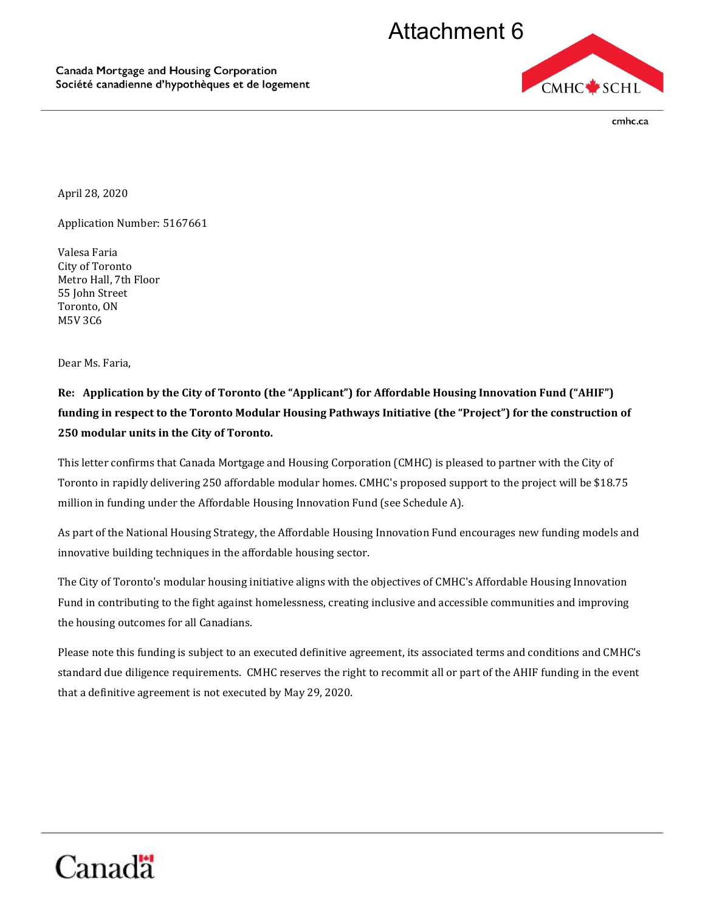Attachment 6

Canada Mortgage and Housing Corporation
Société canadienne d'hypothèques et de logement

CMHC SCHL

cmhc.ca

April 28, 2020

Application Number: 5167661

Valesa Faria
City of Toronto
Metro Hall, 7th Floor
55 John Street
Toronto, ON
M5V 3C6

Dear Ms. Faria,

**Re: Application by the City of Toronto (the "Applicant") for Affordable Housing Innovation Fund ("AHIF") funding in respect to the Toronto Modular Housing Pathways Initiative (the "Project") for the construction of 250 modular units in the City of Toronto.**

This letter confirms that Canada Mortgage and Housing Corporation (CMHC) is pleased to partner with the City of Toronto in rapidly delivering 250 affordable modular homes. CMHC's proposed support to the project will be $18.75 million in funding under the Affordable Housing Innovation Fund (see Schedule A).

As part of the National Housing Strategy, the Affordable Housing Innovation Fund encourages new funding models and innovative building techniques in the affordable housing sector.

The City of Toronto's modular housing initiative aligns with the objectives of CMHC's Affordable Housing Innovation Fund in contributing to the fight against homelessness, creating inclusive and accessible communities and improving the housing outcomes for all Canadians.

Please note this funding is subject to an executed definitive agreement, its associated terms and conditions and CMHC's standard due diligence requirements. CMHC reserves the right to recommit all or part of the AHIF funding in the event that a definitive agreement is not executed by May 29, 2020.

Canada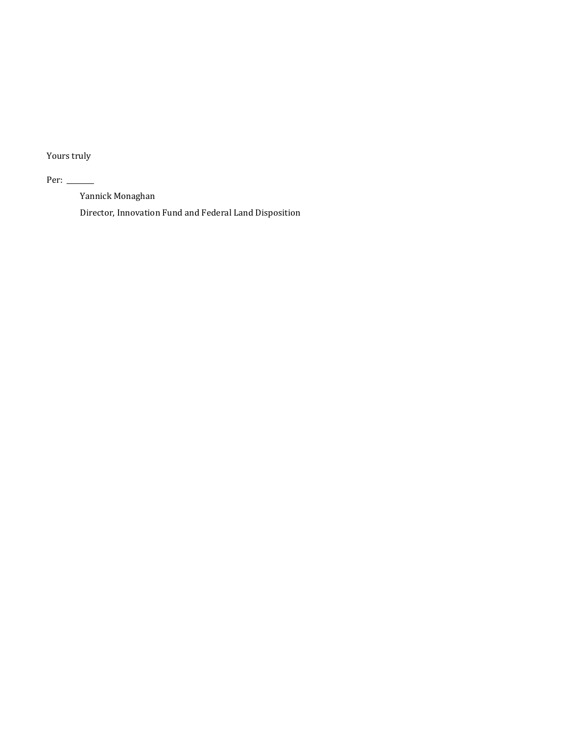Yours truly

Per: ________

Yannick Monaghan

Director, Innovation Fund and Federal Land Disposition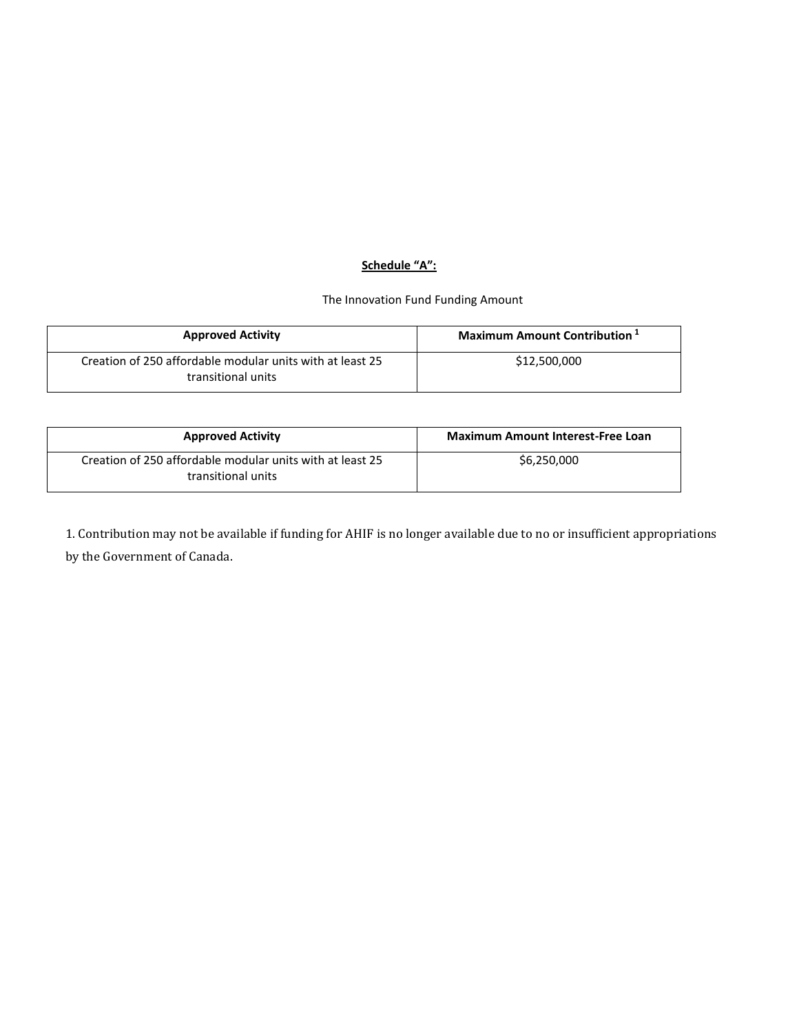**Schedule "A":**

The Innovation Fund Funding Amount

| Approved Activity | Maximum Amount Contribution [1] |
| --- | --- |
| Creation of 250 affordable modular units with at least 25 transitional units | $12,500,000 |

| Approved Activity | Maximum Amount Interest-Free Loan |
| --- | --- |
| Creation of 250 affordable modular units with at least 25 transitional units | $6,250,000 |

1. Contribution may not be available if funding for AHIF is no longer available due to no or insufficient appropriations by the Government of Canada.